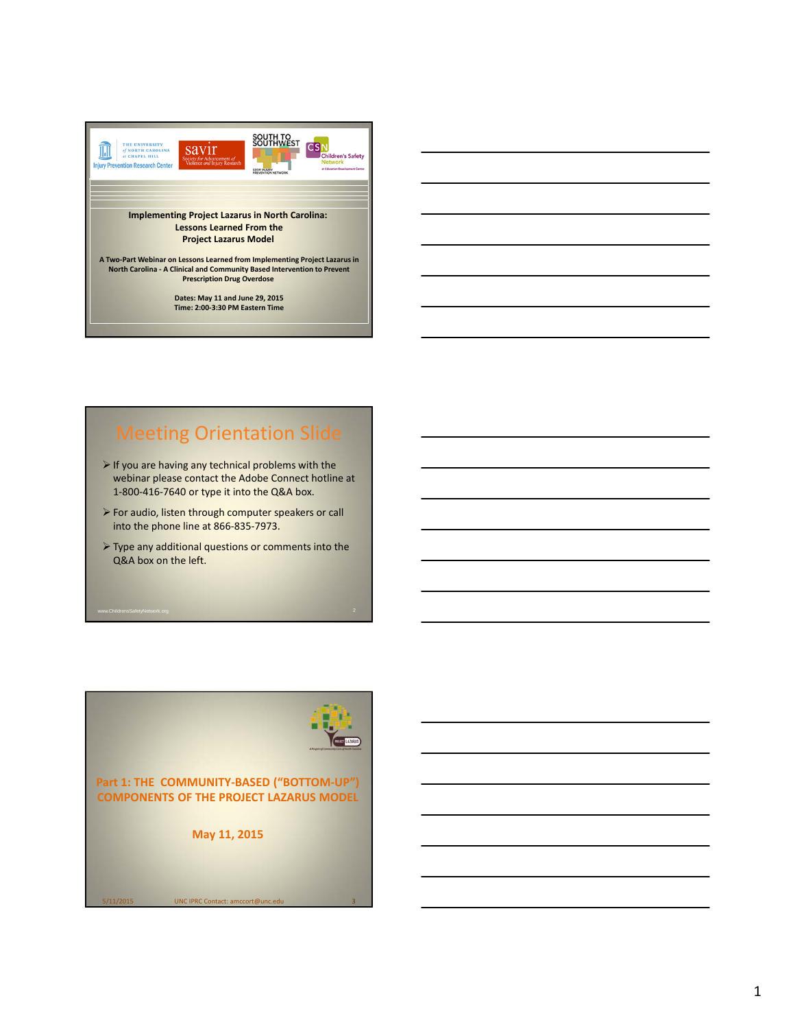Injury Prevention Research Center — The University of North Carolina at Chapel Hill

savir — Society for Advancement of Violence and Injury Research

SOUTH TO SOUTHWEST — EDSW Injury Prevention Network

CSN — Children's Safety Network at Education Development Center

**Implementing Project Lazarus in North Carolina: Lessons Learned From the Project Lazarus Model**

**A Two-Part Webinar on Lessons Learned from Implementing Project Lazarus in North Carolina - A Clinical and Community Based Intervention to Prevent Prescription Drug Overdose**

**Dates: May 11 and June 29, 2015**
**Time: 2:00-3:30 PM Eastern Time**

## Meeting Orientation Slide

- If you are having any technical problems with the webinar please contact the Adobe Connect hotline at 1-800-416-7640 or type it into the Q&A box.
- For audio, listen through computer speakers or call into the phone line at 866-835-7973.
- Type any additional questions or comments into the Q&A box on the left.

www.ChildrensSafetyNetwork.org

Project Lazarus — A Project of Community Care of North Carolina

## Part 1: THE COMMUNITY-BASED ("BOTTOM-UP") COMPONENTS OF THE PROJECT LAZARUS MODEL

**May 11, 2015**

5/11/2015 UNC IPRC Contact: amccort@unc.edu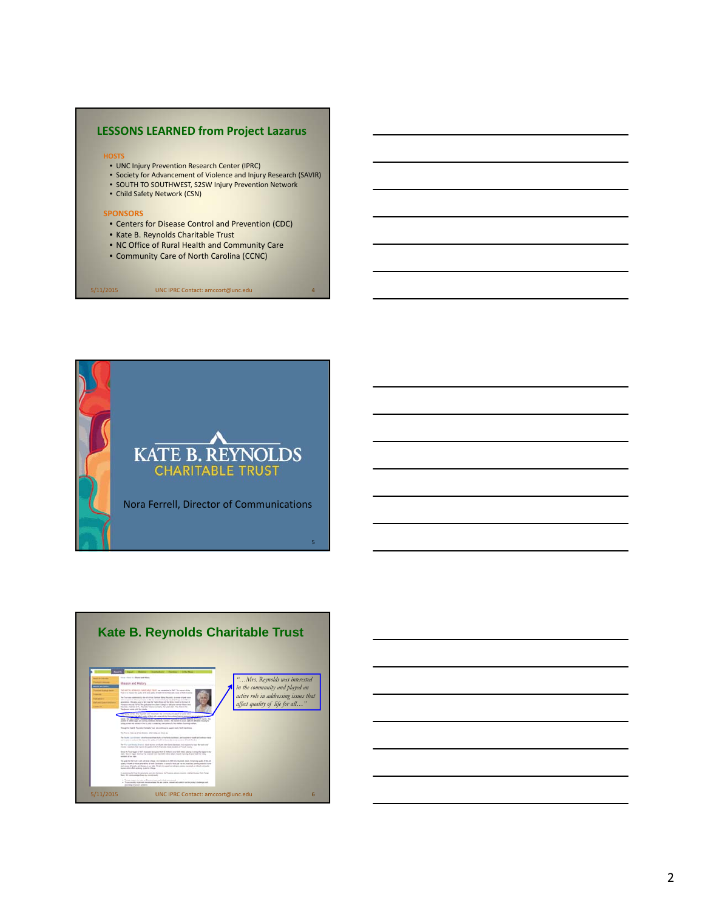## LESSONS LEARNED from Project Lazarus

**HOSTS**

- UNC Injury Prevention Research Center (IPRC)
- Society for Advancement of Violence and Injury Research (SAVIR)
- SOUTH TO SOUTHWEST, S2SW Injury Prevention Network
- Child Safety Network (CSN)

**SPONSORS**

- Centers for Disease Control and Prevention (CDC)
- Kate B. Reynolds Charitable Trust
- NC Office of Rural Health and Community Care
- Community Care of North Carolina (CCNC)

5/11/2015 UNC IPRC Contact: amccort@unc.edu

---

## KATE B. REYNOLDS CHARITABLE TRUST

Nora Ferrell, Director of Communications

---

## Kate B. Reynolds Charitable Trust

*"…Mrs. Reynolds was interested in the community and played an active role in addressing issues that affect quality of life for all…"*

5/11/2015 UNC IPRC Contact: amccort@unc.edu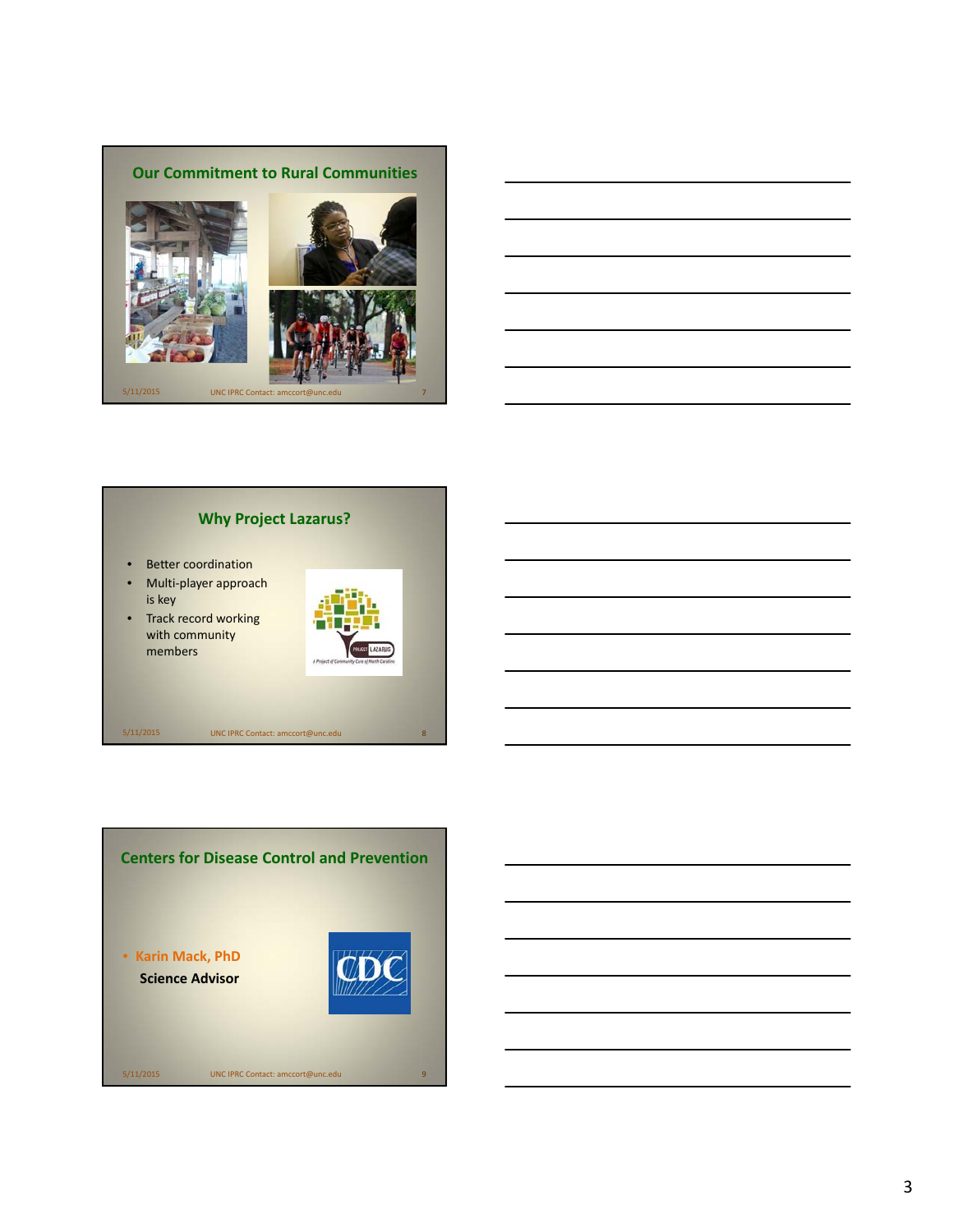## Our Commitment to Rural Communities

## Why Project Lazarus?

- Better coordination
- Multi-player approach is key
- Track record working with community members

## Centers for Disease Control and Prevention

- Karin Mack, PhD
  Science Advisor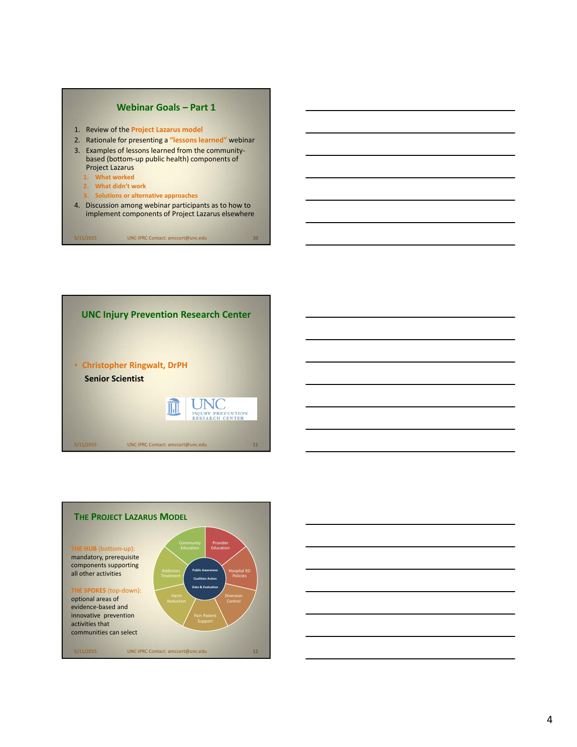## Webinar Goals – Part 1

1. Review of the **Project Lazarus model**
2. Rationale for presenting a **"lessons learned"** webinar
3. Examples of lessons learned from the community-based (bottom-up public health) components of Project Lazarus
   1. **What worked**
   2. **What didn't work**
   3. **Solutions or alternative approaches**
4. Discussion among webinar participants as to how to implement components of Project Lazarus elsewhere

5/11/2015 UNC IPRC Contact: amccort@unc.edu 10

## UNC Injury Prevention Research Center

- **Christopher Ringwalt, DrPH**

  **Senior Scientist**

UNC INJURY PREVENTION RESEARCH CENTER

5/11/2015 UNC IPRC Contact: amccort@unc.edu 11

## The Project Lazarus Model

**THE HUB** (bottom-up): mandatory, prerequisite components supporting all other activities

**THE SPOKES** (top-down): optional areas of evidence-based and innovative prevention activities that communities can select

Hub: Public Awareness, Coalition Action, Data & Evaluation

Spokes: Community Education, Provider Education, Hospital ED Policies, Diversion Control, Pain Patient Support, Harm Reduction, Addiction Treatment

5/11/2015 UNC IPRC Contact: amccort@unc.edu 12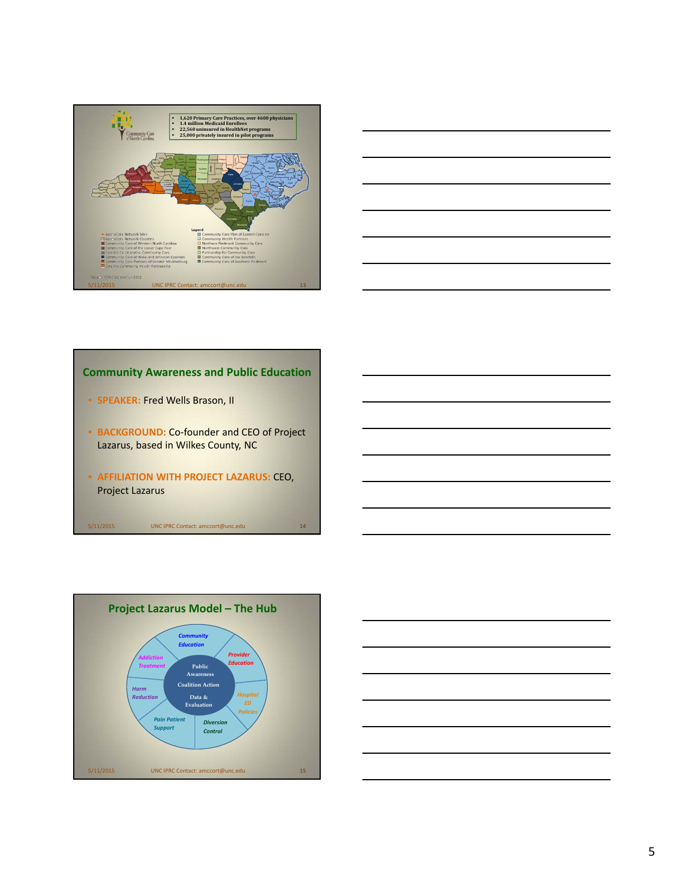- 1,620 Primary Care Practices, over 4600 physicians
- 1.4 million Medicaid Enrollees
- 22,560 uninsured in HealthNet programs
- 25,000 privately insured in pilot programs

Community Care of North Carolina

Legend

- AccessCare Network Sites
- AccessCare Network Counties
- Community Care of Western North Carolina
- Community Care of the Lower Cape Fear
- Carolina Collaborative Community Care
- Community Care of Wake and Johnston Counties
- Community Care Partners of Greater Mecklenburg
- Carolina Community Health Partnership
- Community Care Plan of Eastern Carolina
- Community Health Partners
- Northern Piedmont Community Care
- Northwest Community Care
- Partnership for Community Care
- Community Care of the Sandhills
- Community Care of Southern Piedmont

Source: CCNC September 2012

## Community Awareness and Public Education

- **SPEAKER:** Fred Wells Brason, II
- **BACKGROUND:** Co-founder and CEO of Project Lazarus, based in Wilkes County, NC
- **AFFILIATION WITH PROJECT LAZARUS:** CEO, Project Lazarus

## Project Lazarus Model – The Hub

Hub (center): Public Awareness; Coalition Action; Data & Evaluation

Spokes: Community Education; Provider Education; Hospital ED Policies; Diversion Control; Pain Patient Support; Harm Reduction; Addiction Treatment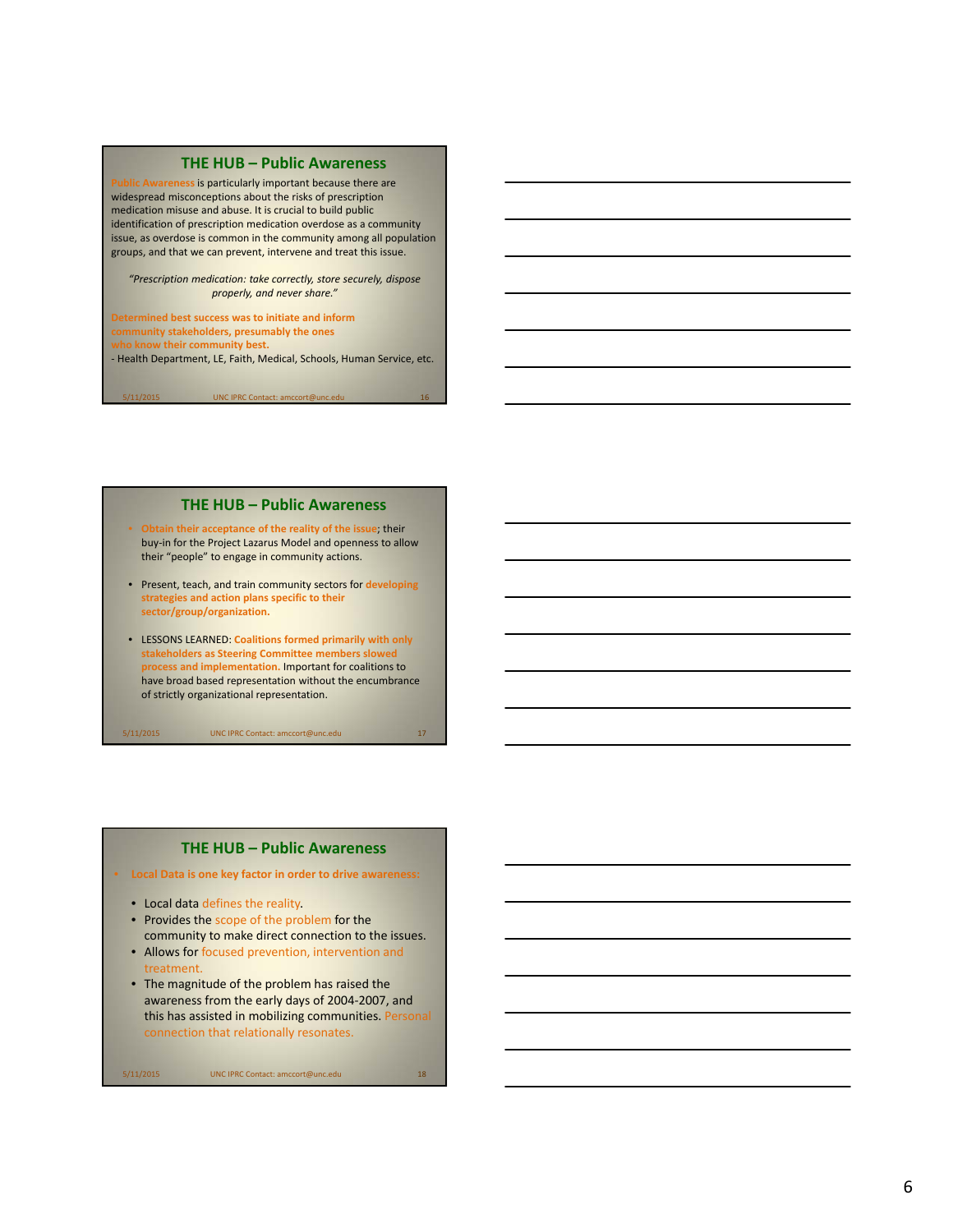## THE HUB – Public Awareness

**Public Awareness** is particularly important because there are widespread misconceptions about the risks of prescription medication misuse and abuse. It is crucial to build public identification of prescription medication overdose as a community issue, as overdose is common in the community among all population groups, and that we can prevent, intervene and treat this issue.

*"Prescription medication: take correctly, store securely, dispose properly, and never share."*

**Determined best success was to initiate and inform community stakeholders, presumably the ones who know their community best.**
- Health Department, LE, Faith, Medical, Schools, Human Service, etc.

5/11/2015 UNC IPRC Contact: amccort@unc.edu 16

## THE HUB – Public Awareness

- **Obtain their acceptance of the reality of the issue**; their buy-in for the Project Lazarus Model and openness to allow their "people" to engage in community actions.
- Present, teach, and train community sectors for **developing strategies and action plans specific to their sector/group/organization.**
- LESSONS LEARNED: **Coalitions formed primarily with only stakeholders as Steering Committee members slowed process and implementation.** Important for coalitions to have broad based representation without the encumbrance of strictly organizational representation.

5/11/2015 UNC IPRC Contact: amccort@unc.edu 17

## THE HUB – Public Awareness

- **Local Data is one key factor in order to drive awareness:**
  - Local data defines the reality.
  - Provides the scope of the problem for the community to make direct connection to the issues.
  - Allows for focused prevention, intervention and treatment.
  - The magnitude of the problem has raised the awareness from the early days of 2004-2007, and this has assisted in mobilizing communities. Personal connection that relationally resonates.

5/11/2015 UNC IPRC Contact: amccort@unc.edu 18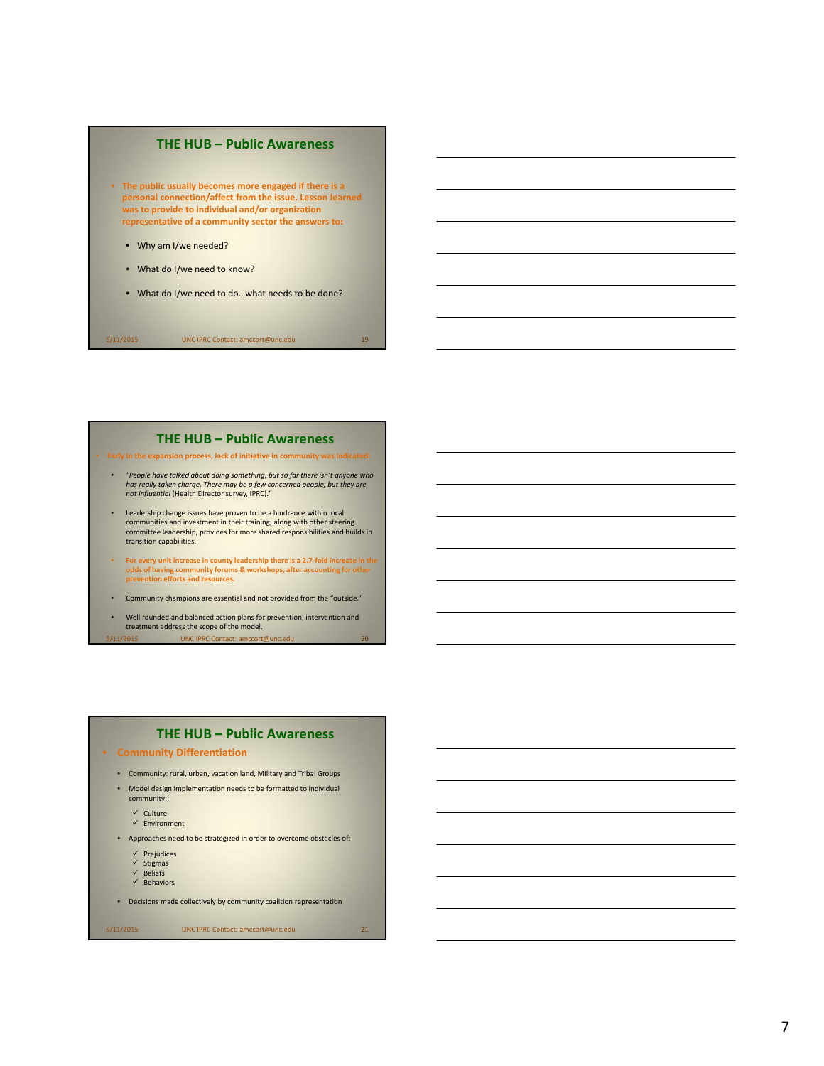## THE HUB – Public Awareness

- **The public usually becomes more engaged if there is a personal connection/affect from the issue. Lesson learned was to provide to individual and/or organization representative of a community sector the answers to:**
  - Why am I/we needed?
  - What do I/we need to know?
  - What do I/we need to do…what needs to be done?

## THE HUB – Public Awareness

- **Early in the expansion process, lack of initiative in community was indicated:**
  - *"People have talked about doing something, but so far there isn't anyone who has really taken charge. There may be a few concerned people, but they are not influential* (Health Director survey, IPRC)."
  - Leadership change issues have proven to be a hindrance within local communities and investment in their training, along with other steering committee leadership, provides for more shared responsibilities and builds in transition capabilities.
  - **For every unit increase in county leadership there is a 2.7-fold increase in the odds of having community forums & workshops, after accounting for other prevention efforts and resources.**
  - Community champions are essential and not provided from the "outside."
  - Well rounded and balanced action plans for prevention, intervention and treatment address the scope of the model.

## THE HUB – Public Awareness

- **Community Differentiation**
  - Community: rural, urban, vacation land, Military and Tribal Groups
  - Model design implementation needs to be formatted to individual community:
    - ✓ Culture
    - ✓ Environment
  - Approaches need to be strategized in order to overcome obstacles of:
    - ✓ Prejudices
    - ✓ Stigmas
    - ✓ Beliefs
    - ✓ Behaviors
  - Decisions made collectively by community coalition representation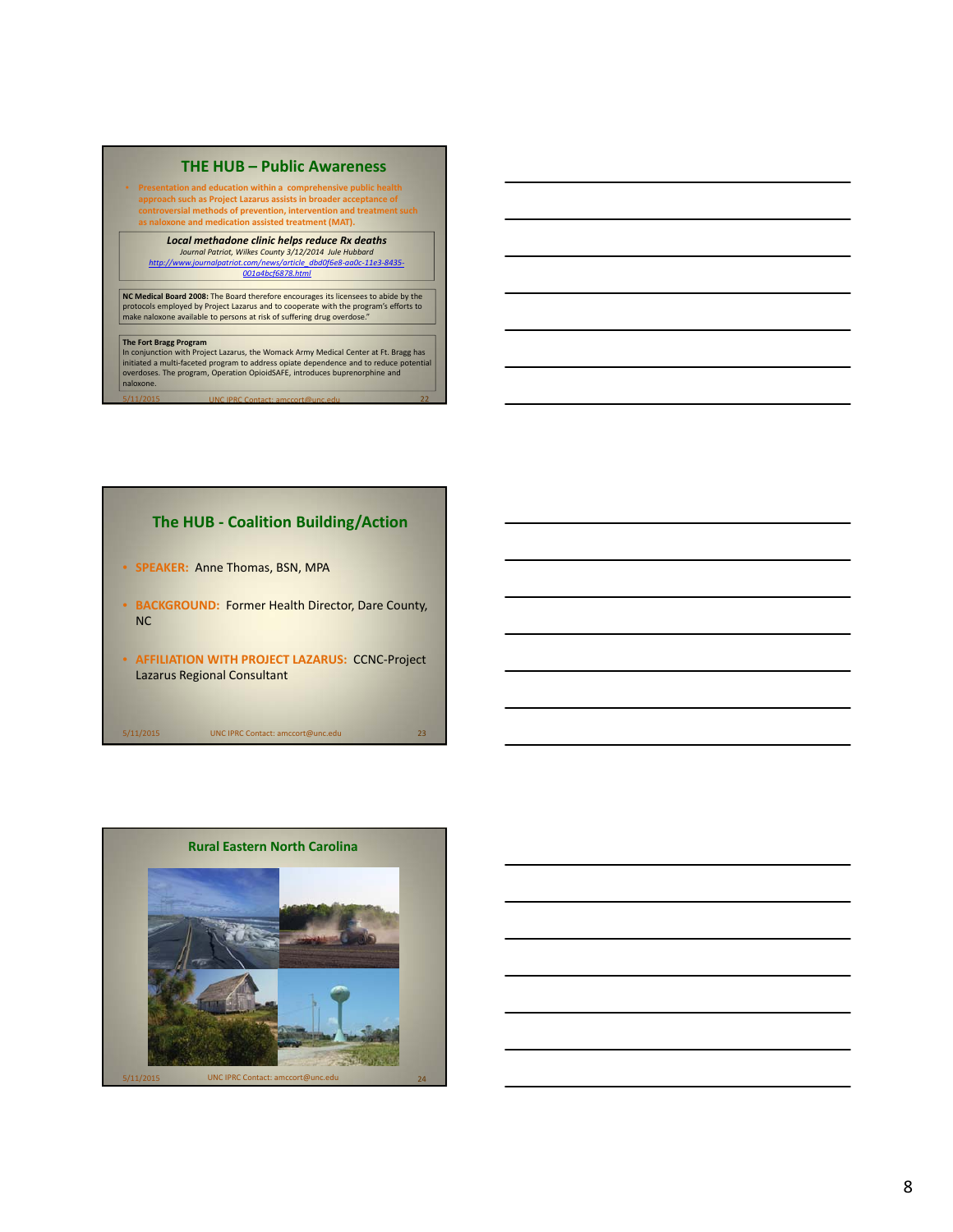## THE HUB – Public Awareness

- Presentation and education within a comprehensive public health approach such as Project Lazarus assists in broader acceptance of controversial methods of prevention, intervention and treatment such as naloxone and medication assisted treatment (MAT).

***Local methadone clinic helps reduce Rx deaths***
*Journal Patriot, Wilkes County 3/12/2014 Jule Hubbard*
*http://www.journalpatriot.com/news/article_dbd0f6e8-aa0c-11e3-8435-001a4bcf6878.html*

**NC Medical Board 2008:** The Board therefore encourages its licensees to abide by the protocols employed by Project Lazarus and to cooperate with the program's efforts to make naloxone available to persons at risk of suffering drug overdose."

**The Fort Bragg Program**
In conjunction with Project Lazarus, the Womack Army Medical Center at Ft. Bragg has initiated a multi-faceted program to address opiate dependence and to reduce potential overdoses. The program, Operation OpioidSAFE, introduces buprenorphine and naloxone.

5/11/2015 UNC IPRC Contact: amccort@unc.edu 22

## The HUB - Coalition Building/Action

- **SPEAKER:** Anne Thomas, BSN, MPA
- **BACKGROUND:** Former Health Director, Dare County, NC
- **AFFILIATION WITH PROJECT LAZARUS:** CCNC-Project Lazarus Regional Consultant

5/11/2015 UNC IPRC Contact: amccort@unc.edu 23

## Rural Eastern North Carolina

5/11/2015 UNC IPRC Contact: amccort@unc.edu 24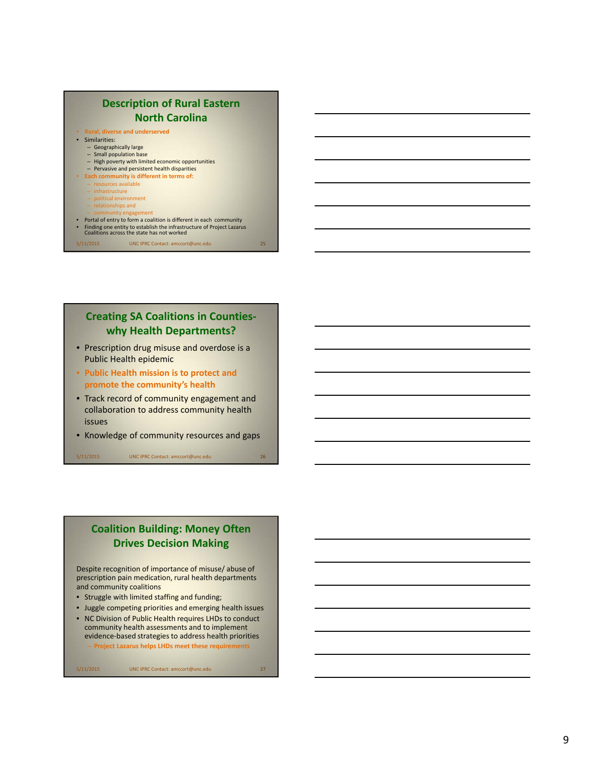## Description of Rural Eastern North Carolina

- **Rural, diverse and underserved**
- Similarities:
  - Geographically large
  - Small population base
  - High poverty with limited economic opportunities
  - Pervasive and persistent health disparities
- **Each community is different in terms of:**
  - resources available
  - infrastructure
  - political environment
  - relationships and
  - community engagement
- Portal of entry to form a coalition is different in each community
- Finding one entity to establish the infrastructure of Project Lazarus Coalitions across the state has not worked

5/11/2015 UNC IPRC Contact: amccort@unc.edu

## Creating SA Coalitions in Counties- why Health Departments?

- Prescription drug misuse and overdose is a Public Health epidemic
- **Public Health mission is to protect and promote the community's health**
- Track record of community engagement and collaboration to address community health issues
- Knowledge of community resources and gaps

5/11/2015 UNC IPRC Contact: amccort@unc.edu

## Coalition Building: Money Often Drives Decision Making

Despite recognition of importance of misuse/ abuse of prescription pain medication, rural health departments and community coalitions

- Struggle with limited staffing and funding;
- Juggle competing priorities and emerging health issues
- NC Division of Public Health requires LHDs to conduct community health assessments and to implement evidence-based strategies to address health priorities
  - **Project Lazarus helps LHDs meet these requirements**

5/11/2015 UNC IPRC Contact: amccort@unc.edu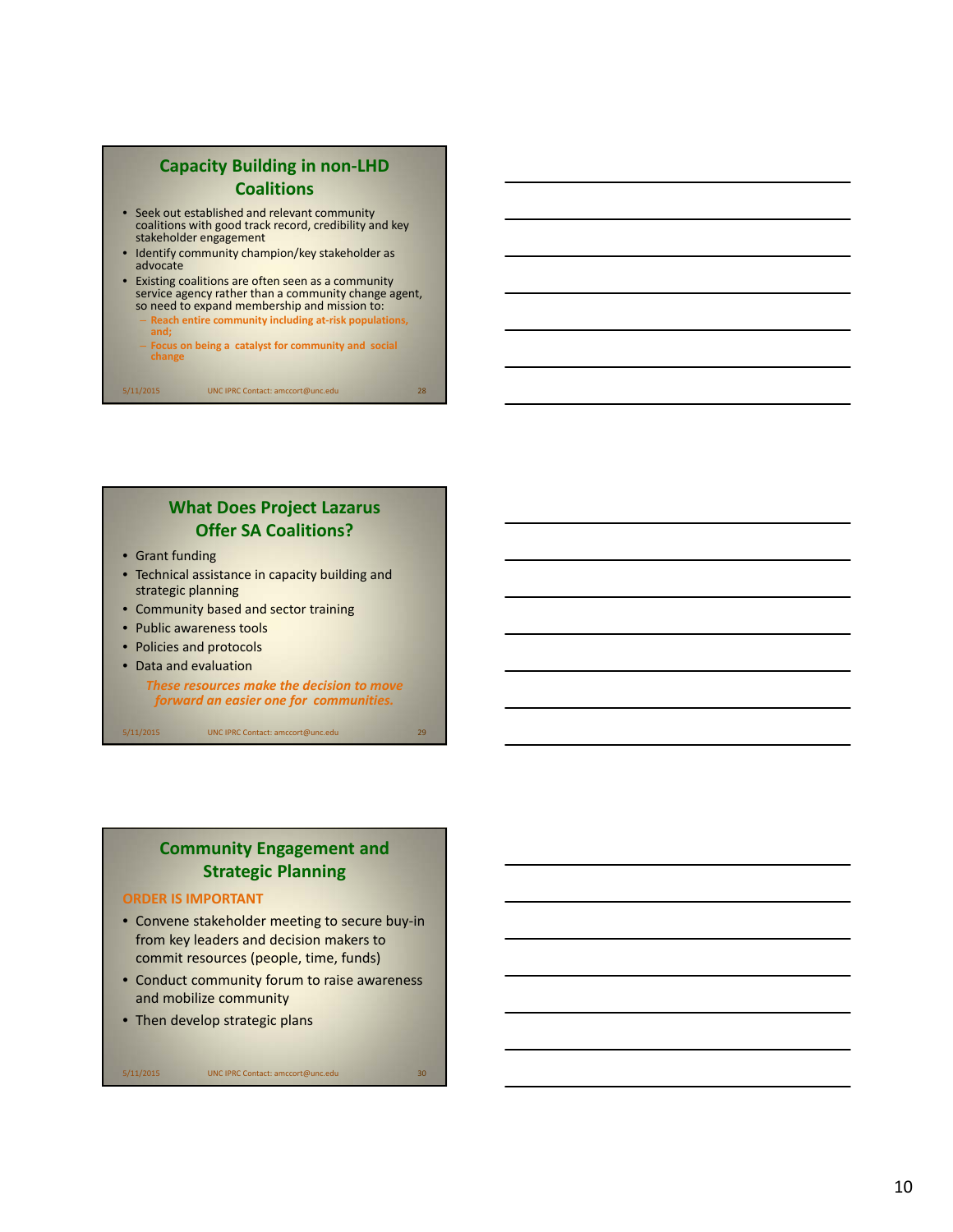## Capacity Building in non-LHD Coalitions

- Seek out established and relevant community coalitions with good track record, credibility and key stakeholder engagement
- Identify community champion/key stakeholder as advocate
- Existing coalitions are often seen as a community service agency rather than a community change agent, so need to expand membership and mission to:
  - **Reach entire community including at-risk populations, and;**
  - **Focus on being a catalyst for community and social change**

## What Does Project Lazarus Offer SA Coalitions?

- Grant funding
- Technical assistance in capacity building and strategic planning
- Community based and sector training
- Public awareness tools
- Policies and protocols
- Data and evaluation

***These resources make the decision to move forward an easier one for communities.***

## Community Engagement and Strategic Planning

**ORDER IS IMPORTANT**

- Convene stakeholder meeting to secure buy-in from key leaders and decision makers to commit resources (people, time, funds)
- Conduct community forum to raise awareness and mobilize community
- Then develop strategic plans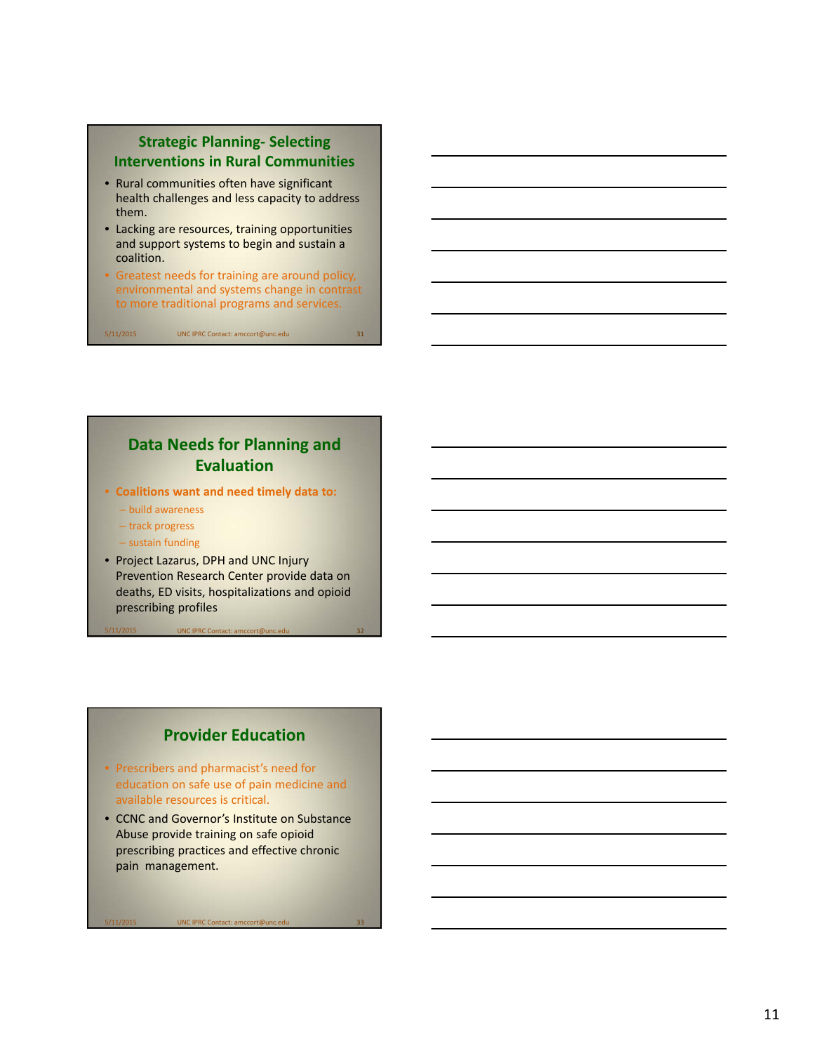## Strategic Planning- Selecting Interventions in Rural Communities

- Rural communities often have significant health challenges and less capacity to address them.
- Lacking are resources, training opportunities and support systems to begin and sustain a coalition.
- Greatest needs for training are around policy, environmental and systems change in contrast to more traditional programs and services.

## Data Needs for Planning and Evaluation

- **Coalitions want and need timely data to:**
  - build awareness
  - track progress
  - sustain funding
- Project Lazarus, DPH and UNC Injury Prevention Research Center provide data on deaths, ED visits, hospitalizations and opioid prescribing profiles

## Provider Education

- Prescribers and pharmacist's need for education on safe use of pain medicine and available resources is critical.
- CCNC and Governor's Institute on Substance Abuse provide training on safe opioid prescribing practices and effective chronic pain management.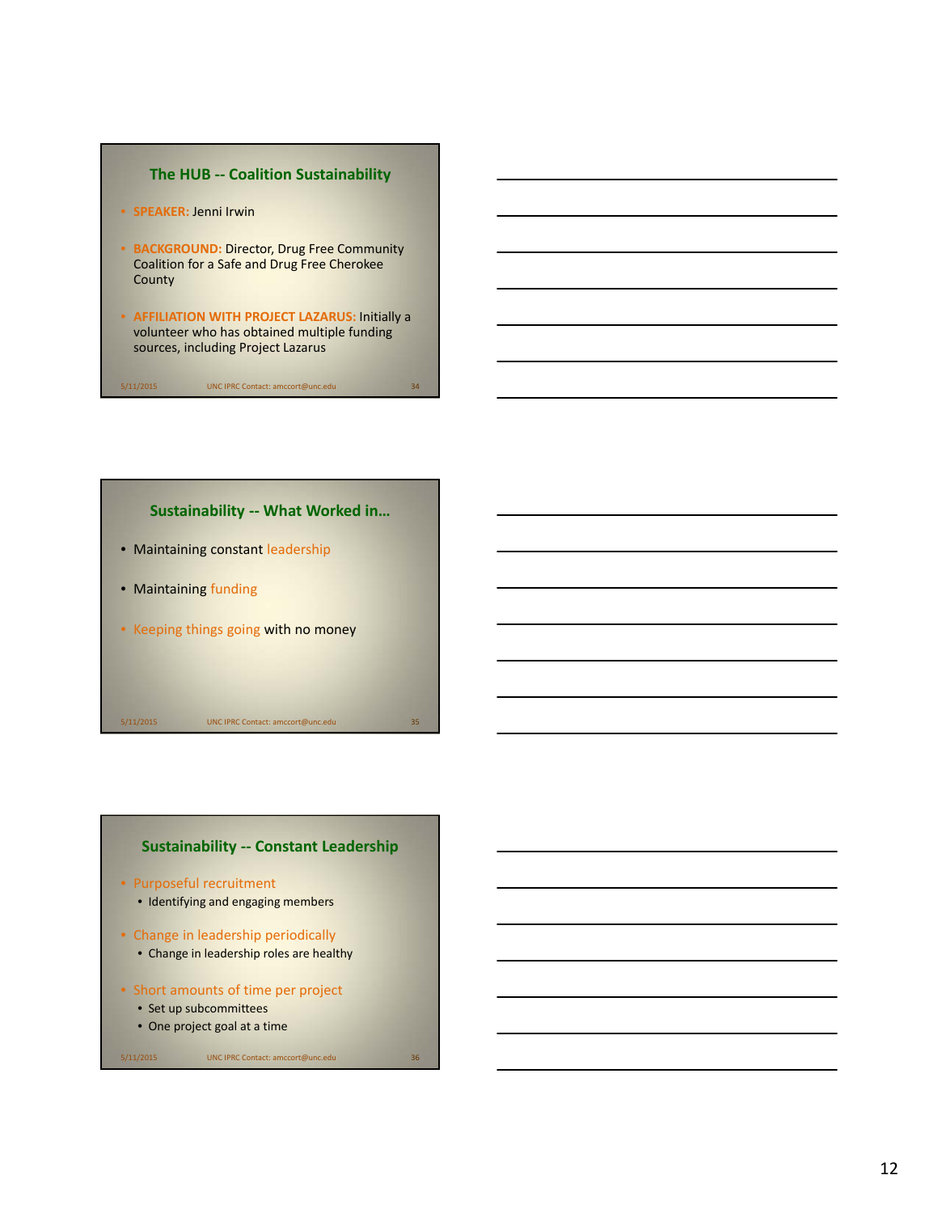## The HUB -- Coalition Sustainability

- **SPEAKER:** Jenni Irwin
- **BACKGROUND:** Director, Drug Free Community Coalition for a Safe and Drug Free Cherokee County
- **AFFILIATION WITH PROJECT LAZARUS:** Initially a volunteer who has obtained multiple funding sources, including Project Lazarus

## Sustainability -- What Worked in…

- Maintaining constant leadership
- Maintaining funding
- Keeping things going with no money

## Sustainability -- Constant Leadership

- Purposeful recruitment
  - Identifying and engaging members
- Change in leadership periodically
  - Change in leadership roles are healthy
- Short amounts of time per project
  - Set up subcommittees
  - One project goal at a time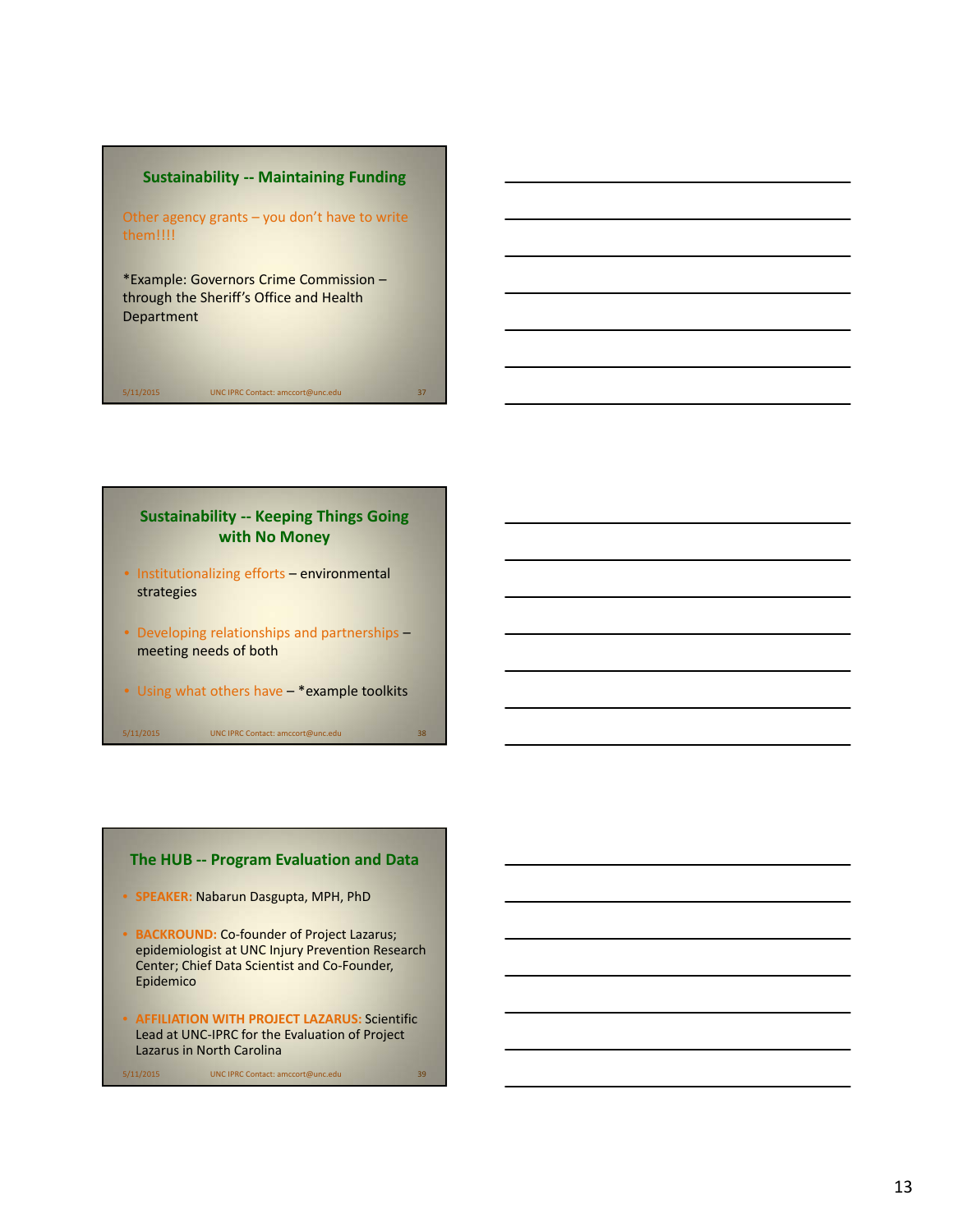## Sustainability -- Maintaining Funding

Other agency grants – you don't have to write them!!!!

*Example: Governors Crime Commission – through the Sheriff's Office and Health Department

## Sustainability -- Keeping Things Going with No Money

- Institutionalizing efforts – environmental strategies
- Developing relationships and partnerships – meeting needs of both
- Using what others have – *example toolkits

## The HUB -- Program Evaluation and Data

- **SPEAKER:** Nabarun Dasgupta, MPH, PhD
- **BACKROUND:** Co-founder of Project Lazarus; epidemiologist at UNC Injury Prevention Research Center; Chief Data Scientist and Co-Founder, Epidemico
- **AFFILIATION WITH PROJECT LAZARUS:** Scientific Lead at UNC-IPRC for the Evaluation of Project Lazarus in North Carolina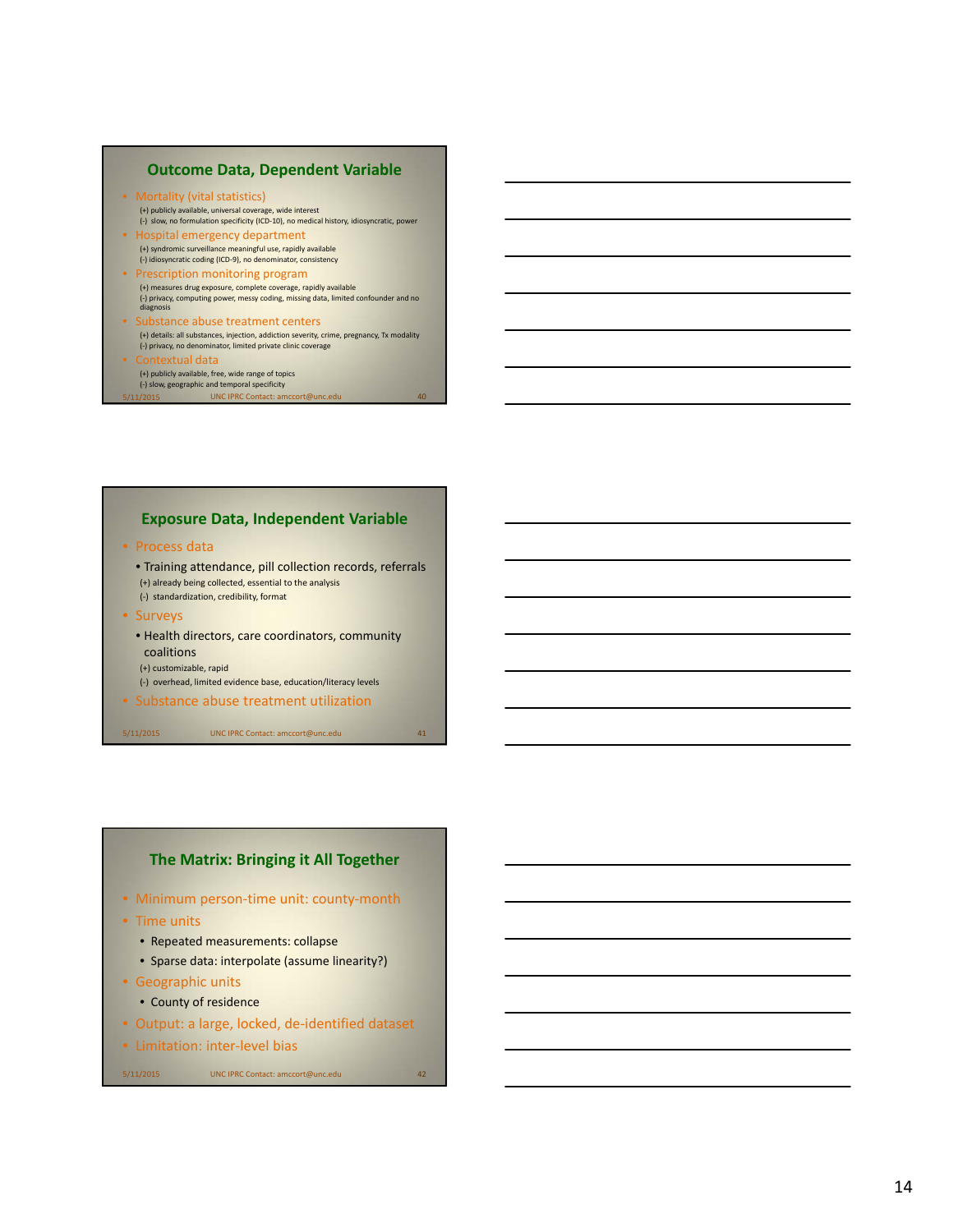## Outcome Data, Dependent Variable

- Mortality (vital statistics)
  - (+) publicly available, universal coverage, wide interest
  - (-) slow, no formulation specificity (ICD-10), no medical history, idiosyncratic, power
- Hospital emergency department
  - (+) syndromic surveillance meaningful use, rapidly available
  - (-) idiosyncratic coding (ICD-9), no denominator, consistency
- Prescription monitoring program
  - (+) measures drug exposure, complete coverage, rapidly available
  - (-) privacy, computing power, messy coding, missing data, limited confounder and no diagnosis
- Substance abuse treatment centers
  - (+) details: all substances, injection, addiction severity, crime, pregnancy, Tx modality
  - (-) privacy, no denominator, limited private clinic coverage
- Contextual data
  - (+) publicly available, free, wide range of topics
  - (-) slow, geographic and temporal specificity

5/11/2015 UNC IPRC Contact: amccort@unc.edu 40

## Exposure Data, Independent Variable

- Process data
  - Training attendance, pill collection records, referrals
  - (+) already being collected, essential to the analysis
  - (-) standardization, credibility, format
- Surveys
  - Health directors, care coordinators, community coalitions
  - (+) customizable, rapid
  - (-) overhead, limited evidence base, education/literacy levels
- Substance abuse treatment utilization

5/11/2015 UNC IPRC Contact: amccort@unc.edu 41

## The Matrix: Bringing it All Together

- Minimum person-time unit: county-month
- Time units
  - Repeated measurements: collapse
  - Sparse data: interpolate (assume linearity?)
- Geographic units
  - County of residence
- Output: a large, locked, de-identified dataset
- Limitation: inter-level bias

5/11/2015 UNC IPRC Contact: amccort@unc.edu 42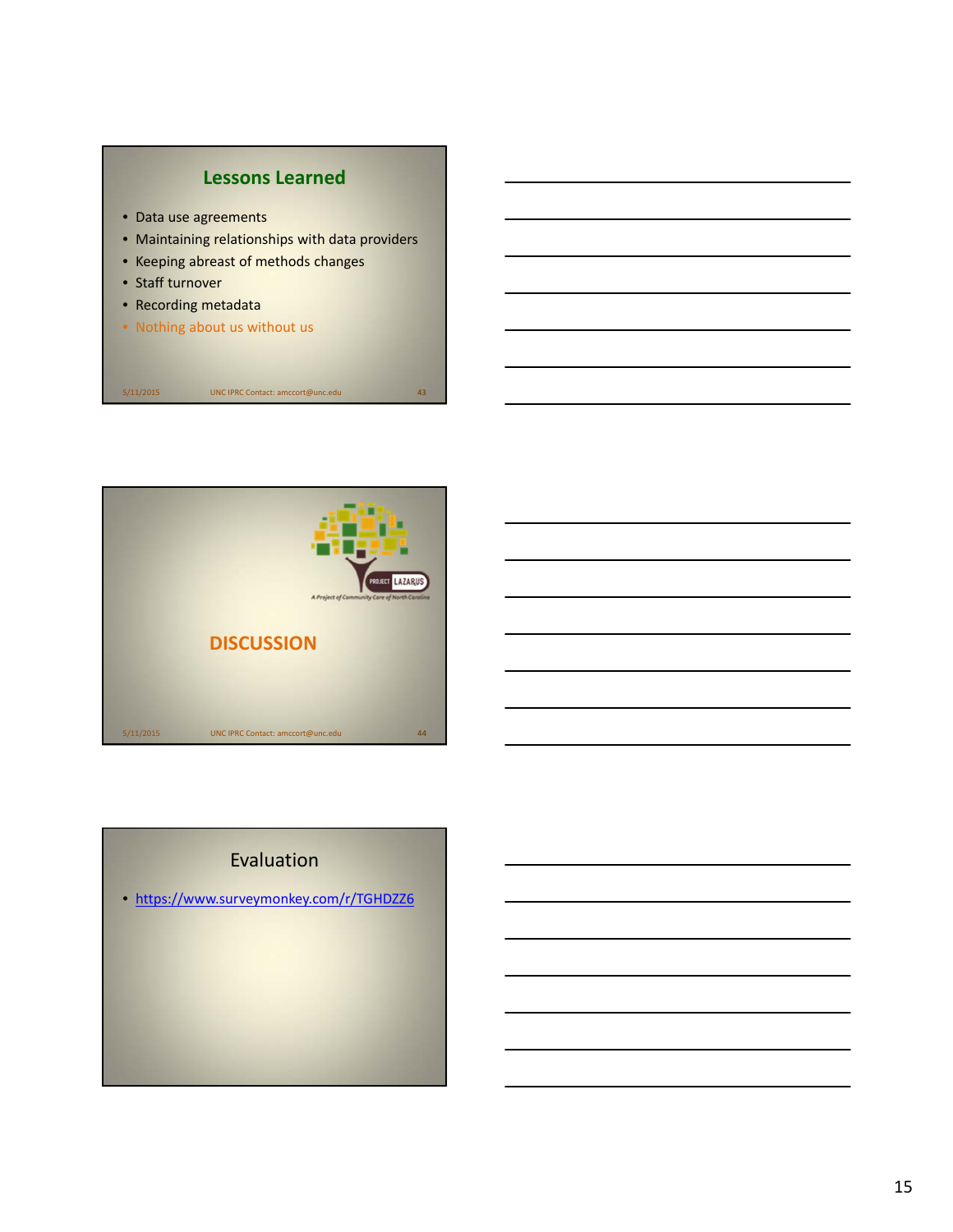## Lessons Learned

- Data use agreements
- Maintaining relationships with data providers
- Keeping abreast of methods changes
- Staff turnover
- Recording metadata
- Nothing about us without us

5/11/2015 UNC IPRC Contact: amccort@unc.edu 43

PROJECT LAZARUS

*A Project of Community Care of North Carolina*

## DISCUSSION

5/11/2015 UNC IPRC Contact: amccort@unc.edu 44

## Evaluation

- https://www.surveymonkey.com/r/TGHDZZ6